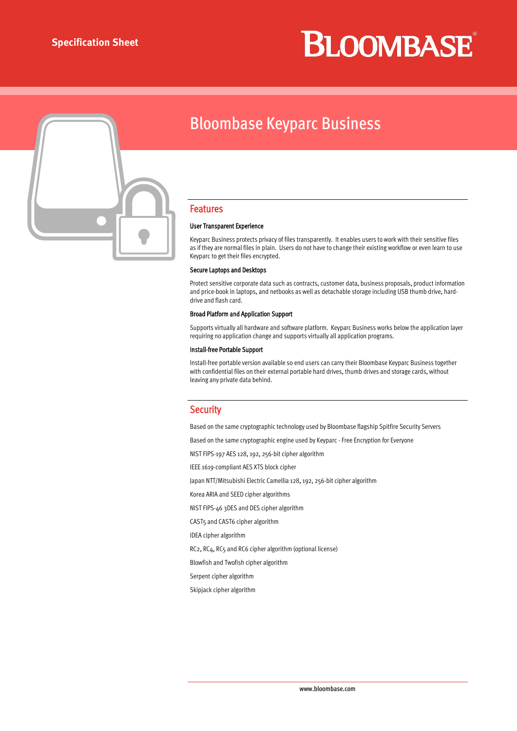Specification Sheet

BLOOMBASE®

# Bloombase Keyparc Business

## Features

### User Transparent Experience

Keyparc Business protects privacy of files transparently. It enables users to work with their sensitive files as if they are normal files in plain. Users do not have to change their existing workflow or even learn to use Keyparc to get their files encrypted.

### Secure Laptops and Desktops

Protect sensitive corporate data such as contracts, customer data, business proposals, product information and price-book in laptops, and netbooks as well as detachable storage including USB thumb drive, hard-drive and flash card.

### Broad Platform and Application Support

Supports virtually all hardware and software platform. Keyparc Business works below the application layer requiring no application change and supports virtually all application programs.

### Install-free Portable Support

Install-free portable version available so end users can carry their Bloombase Keyparc Business together with confidential files on their external portable hard drives, thumb drives and storage cards, without leaving any private data behind.

## Security

Based on the same cryptographic technology used by Bloombase flagship Spitfire Security Servers

Based on the same cryptographic engine used by Keyparc - Free Encryption for Everyone

NIST FIPS-197 AES 128, 192, 256-bit cipher algorithm

IEEE 1619-compliant AES XTS block cipher

Japan NTT/Mitsubishi Electric Camellia 128, 192, 256-bit cipher algorithm

Korea ARIA and SEED cipher algorithms

NIST FIPS-46 3DES and DES cipher algorithm

CAST5 and CAST6 cipher algorithm

IDEA cipher algorithm

RC2, RC4, RC5 and RC6 cipher algorithm (optional license)

Blowfish and Twofish cipher algorithm

Serpent cipher algorithm

Skipjack cipher algorithm

www.bloombase.com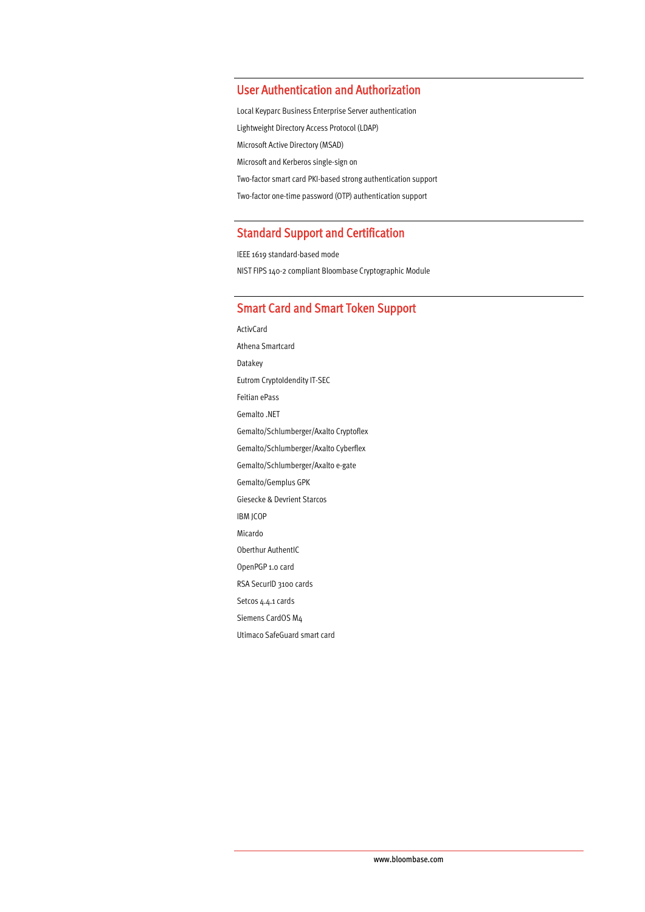## User Authentication and Authorization

Local Keyparc Business Enterprise Server authentication

Lightweight Directory Access Protocol (LDAP)

Microsoft Active Directory (MSAD)

Microsoft and Kerberos single-sign on

Two-factor smart card PKI-based strong authentication support

Two-factor one-time password (OTP) authentication support

## Standard Support and Certification

IEEE 1619 standard-based mode

NIST FIPS 140-2 compliant Bloombase Cryptographic Module

## Smart Card and Smart Token Support

ActivCard

Athena Smartcard

Datakey

Eutrom CryptoIdendity IT-SEC

Feitian ePass

Gemalto .NET

Gemalto/Schlumberger/Axalto Cryptoflex

Gemalto/Schlumberger/Axalto Cyberflex

Gemalto/Schlumberger/Axalto e-gate

Gemalto/Gemplus GPK

Giesecke & Devrient Starcos

IBM JCOP

Micardo

Oberthur AuthentIC

OpenPGP 1.0 card

RSA SecurID 3100 cards

Setcos 4.4.1 cards

Siemens CardOS M4

Utimaco SafeGuard smart card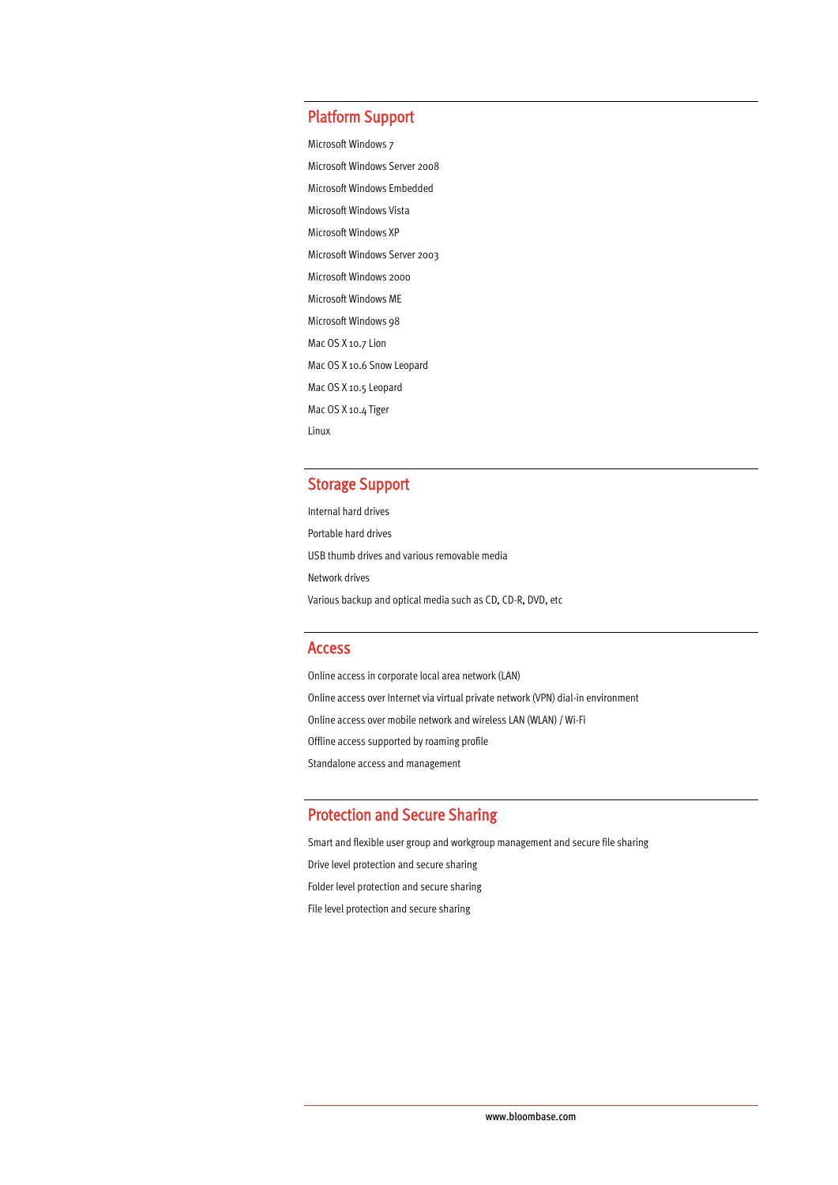## Platform Support

Microsoft Windows 7

Microsoft Windows Server 2008

Microsoft Windows Embedded

Microsoft Windows Vista

Microsoft Windows XP

Microsoft Windows Server 2003

Microsoft Windows 2000

Microsoft Windows ME

Microsoft Windows 98

Mac OS X 10.7 Lion

Mac OS X 10.6 Snow Leopard

Mac OS X 10.5 Leopard

Mac OS X 10.4 Tiger

Linux

## Storage Support

Internal hard drives

Portable hard drives

USB thumb drives and various removable media

Network drives

Various backup and optical media such as CD, CD-R, DVD, etc

## Access

Online access in corporate local area network (LAN)

Online access over Internet via virtual private network (VPN) dial-in environment

Online access over mobile network and wireless LAN (WLAN) / Wi-Fi

Offline access supported by roaming profile

Standalone access and management

## Protection and Secure Sharing

Smart and flexible user group and workgroup management and secure file sharing

Drive level protection and secure sharing

Folder level protection and secure sharing

File level protection and secure sharing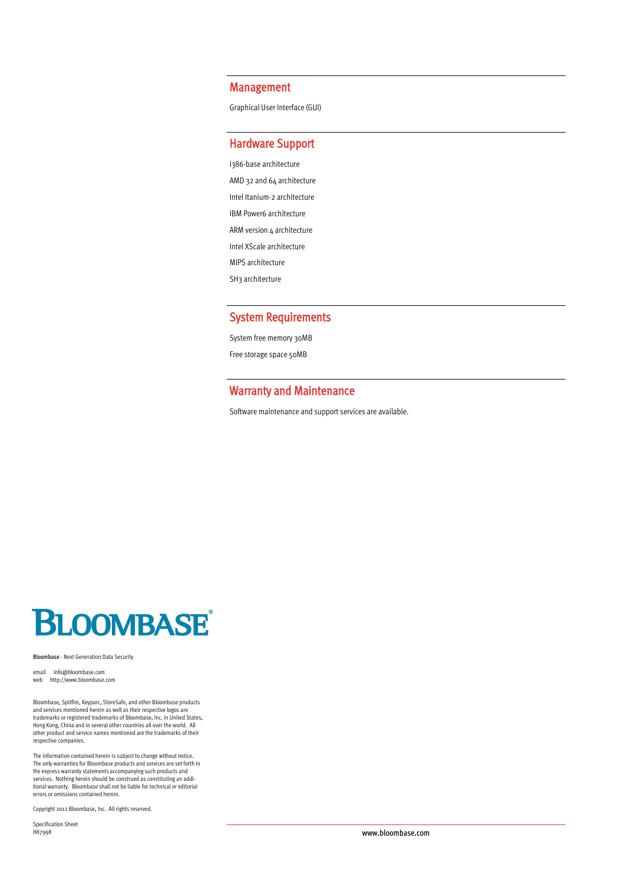## Management

Graphical User Interface (GUI)

## Hardware Support

i386-base architecture

AMD 32 and 64 architecture

Intel Itanium-2 architecture

IBM Power6 architecture

ARM version 4 architecture

Intel XScale architecture

MIPS architecture

SH3 architecture

## System Requirements

System free memory 30MB

Free storage space 50MB

## Warranty and Maintenance

Software maintenance and support services are available.

BLOOMBASE®

**Bloombase** - Next Generation Data Security

email info@bloombase.com
web http://www.bloombase.com

Bloombase, Spitfire, Keyparc, StoreSafe, and other Bloombase products and services mentioned herein as well as their respective logos are trademarks or registered trademarks of Bloombase, Inc. in United States, Hong Kong, China and in several other countries all over the world. All other product and service names mentioned are the trademarks of their respective companies.

The information contained herein is subject to change without notice. The only warranties for Bloombase products and services are set forth in the express warranty statements accompanying such products and services. Nothing herein should be construed as constituting an additional warranty. Bloombase shall not be liable for technical or editorial errors or omissions contained herein.

Copyright 2012 Bloombase, Inc. All rights reserved.

Specification Sheet
H87998

www.bloombase.com